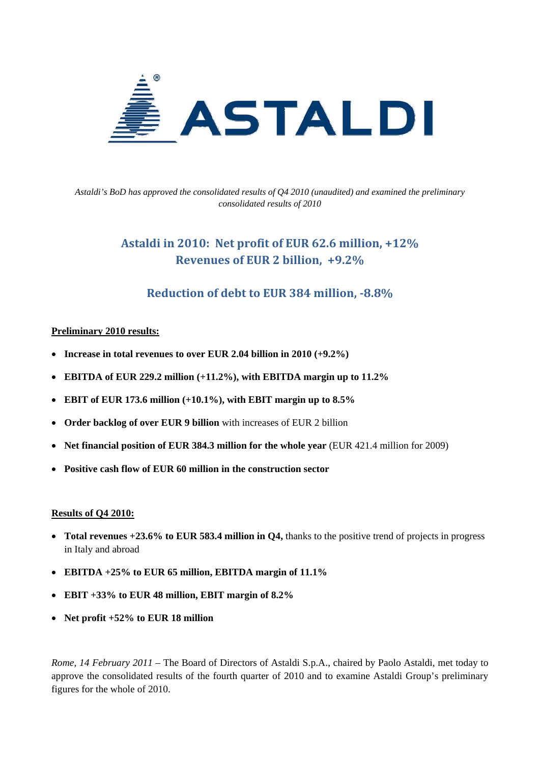*Astaldi's BoD has approved the consolidated results of Q4 2010 (unaudited) and examined the preliminary consolidated results of 2010*

## Astaldi in 2010: Net profit of EUR 62.6 million, +12%
## Revenues of EUR 2 billion, +9.2%

## Reduction of debt to EUR 384 million, -8.8%

**Preliminary 2010 results:**

- **Increase in total revenues to over EUR 2.04 billion in 2010 (+9.2%)**
- **EBITDA of EUR 229.2 million (+11.2%), with EBITDA margin up to 11.2%**
- **EBIT of EUR 173.6 million (+10.1%), with EBIT margin up to 8.5%**
- **Order backlog of over EUR 9 billion** with increases of EUR 2 billion
- **Net financial position of EUR 384.3 million for the whole year** (EUR 421.4 million for 2009)
- **Positive cash flow of EUR 60 million in the construction sector**

**Results of Q4 2010:**

- **Total revenues +23.6% to EUR 583.4 million in Q4,** thanks to the positive trend of projects in progress in Italy and abroad
- **EBITDA +25% to EUR 65 million, EBITDA margin of 11.1%**
- **EBIT +33% to EUR 48 million, EBIT margin of 8.2%**
- **Net profit +52% to EUR 18 million**

*Rome, 14 February 2011* – The Board of Directors of Astaldi S.p.A., chaired by Paolo Astaldi, met today to approve the consolidated results of the fourth quarter of 2010 and to examine Astaldi Group's preliminary figures for the whole of 2010.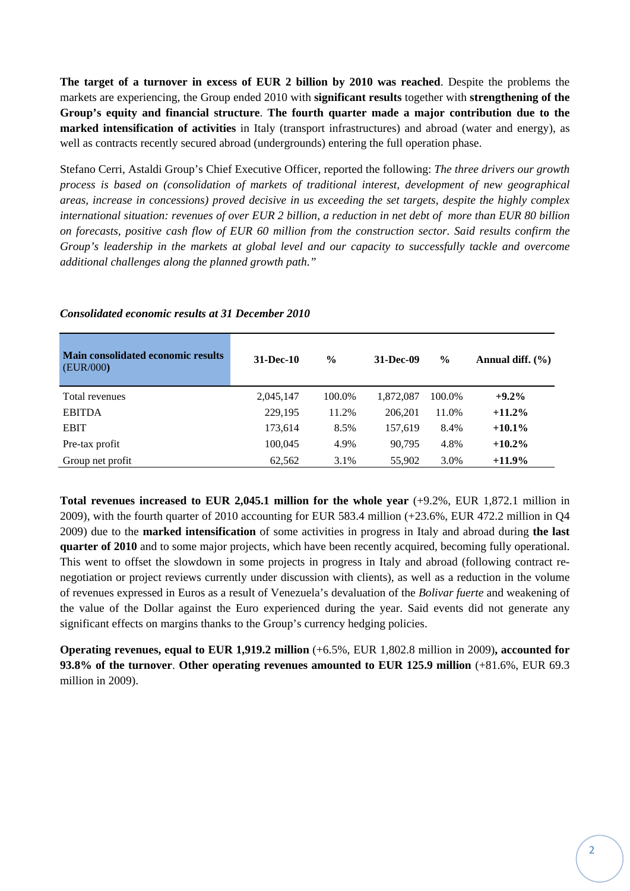**The target of a turnover in excess of EUR 2 billion by 2010 was reached**. Despite the problems the markets are experiencing, the Group ended 2010 with **significant results** together with **strengthening of the Group's equity and financial structure**. **The fourth quarter made a major contribution due to the marked intensification of activities** in Italy (transport infrastructures) and abroad (water and energy), as well as contracts recently secured abroad (undergrounds) entering the full operation phase.

Stefano Cerri, Astaldi Group's Chief Executive Officer, reported the following: *The three drivers our growth process is based on (consolidation of markets of traditional interest, development of new geographical areas, increase in concessions) proved decisive in us exceeding the set targets, despite the highly complex international situation: revenues of over EUR 2 billion, a reduction in net debt of more than EUR 80 billion on forecasts, positive cash flow of EUR 60 million from the construction sector. Said results confirm the Group's leadership in the markets at global level and our capacity to successfully tackle and overcome additional challenges along the planned growth path."*

***Consolidated economic results at 31 December 2010***

| **Main consolidated economic results** (EUR/000**)** | **31-Dec-10** | **%** | **31-Dec-09** | **%** | **Annual diff. (%)** |
|---|---|---|---|---|---|
| Total revenues | 2,045,147 | 100.0% | 1,872,087 | 100.0% | **+9.2%** |
| EBITDA | 229,195 | 11.2% | 206,201 | 11.0% | **+11.2%** |
| EBIT | 173,614 | 8.5% | 157,619 | 8.4% | **+10.1%** |
| Pre-tax profit | 100,045 | 4.9% | 90,795 | 4.8% | **+10.2%** |
| Group net profit | 62,562 | 3.1% | 55,902 | 3.0% | **+11.9%** |

**Total revenues increased to EUR 2,045.1 million for the whole year** (+9.2%, EUR 1,872.1 million in 2009), with the fourth quarter of 2010 accounting for EUR 583.4 million (+23.6%, EUR 472.2 million in Q4 2009) due to the **marked intensification** of some activities in progress in Italy and abroad during **the last quarter of 2010** and to some major projects, which have been recently acquired, becoming fully operational. This went to offset the slowdown in some projects in progress in Italy and abroad (following contract re-negotiation or project reviews currently under discussion with clients), as well as a reduction in the volume of revenues expressed in Euros as a result of Venezuela's devaluation of the *Bolivar fuerte* and weakening of the value of the Dollar against the Euro experienced during the year. Said events did not generate any significant effects on margins thanks to the Group's currency hedging policies.

**Operating revenues, equal to EUR 1,919.2 million** (+6.5%, EUR 1,802.8 million in 2009)**, accounted for 93.8% of the turnover**. **Other operating revenues amounted to EUR 125.9 million** (+81.6%, EUR 69.3 million in 2009).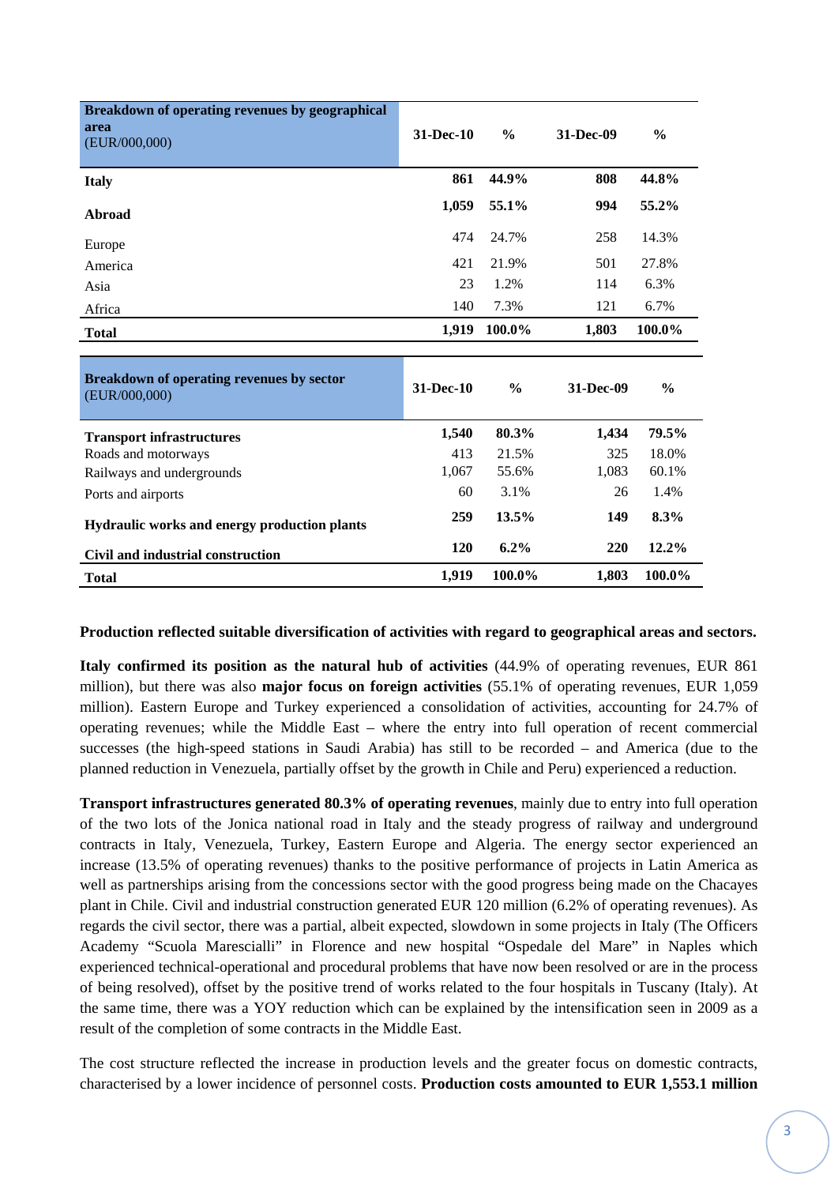| **Breakdown of operating revenues by geographical area** (EUR/000,000) | **31-Dec-10** | **%** | **31-Dec-09** | **%** |
|---|---|---|---|---|
| **Italy** | **861** | **44.9%** | **808** | **44.8%** |
| **Abroad** | **1,059** | **55.1%** | **994** | **55.2%** |
| Europe | 474 | 24.7% | 258 | 14.3% |
| America | 421 | 21.9% | 501 | 27.8% |
| Asia | 23 | 1.2% | 114 | 6.3% |
| Africa | 140 | 7.3% | 121 | 6.7% |
| **Total** | **1,919** | **100.0%** | **1,803** | **100.0%** |

| **Breakdown of operating revenues by sector** (EUR/000,000) | **31-Dec-10** | **%** | **31-Dec-09** | **%** |
|---|---|---|---|---|
| **Transport infrastructures** | **1,540** | **80.3%** | **1,434** | **79.5%** |
| Roads and motorways | 413 | 21.5% | 325 | 18.0% |
| Railways and undergrounds | 1,067 | 55.6% | 1,083 | 60.1% |
| Ports and airports | 60 | 3.1% | 26 | 1.4% |
| **Hydraulic works and energy production plants** | **259** | **13.5%** | **149** | **8.3%** |
| **Civil and industrial construction** | **120** | **6.2%** | **220** | **12.2%** |
| **Total** | **1,919** | **100.0%** | **1,803** | **100.0%** |

**Production reflected suitable diversification of activities with regard to geographical areas and sectors.**

**Italy confirmed its position as the natural hub of activities** (44.9% of operating revenues, EUR 861 million), but there was also **major focus on foreign activities** (55.1% of operating revenues, EUR 1,059 million). Eastern Europe and Turkey experienced a consolidation of activities, accounting for 24.7% of operating revenues; while the Middle East – where the entry into full operation of recent commercial successes (the high-speed stations in Saudi Arabia) has still to be recorded – and America (due to the planned reduction in Venezuela, partially offset by the growth in Chile and Peru) experienced a reduction.

**Transport infrastructures generated 80.3% of operating revenues**, mainly due to entry into full operation of the two lots of the Jonica national road in Italy and the steady progress of railway and underground contracts in Italy, Venezuela, Turkey, Eastern Europe and Algeria. The energy sector experienced an increase (13.5% of operating revenues) thanks to the positive performance of projects in Latin America as well as partnerships arising from the concessions sector with the good progress being made on the Chacayes plant in Chile. Civil and industrial construction generated EUR 120 million (6.2% of operating revenues). As regards the civil sector, there was a partial, albeit expected, slowdown in some projects in Italy (The Officers Academy "Scuola Marescialli" in Florence and new hospital "Ospedale del Mare" in Naples which experienced technical-operational and procedural problems that have now been resolved or are in the process of being resolved), offset by the positive trend of works related to the four hospitals in Tuscany (Italy). At the same time, there was a YOY reduction which can be explained by the intensification seen in 2009 as a result of the completion of some contracts in the Middle East.

The cost structure reflected the increase in production levels and the greater focus on domestic contracts, characterised by a lower incidence of personnel costs. **Production costs amounted to EUR 1,553.1 million**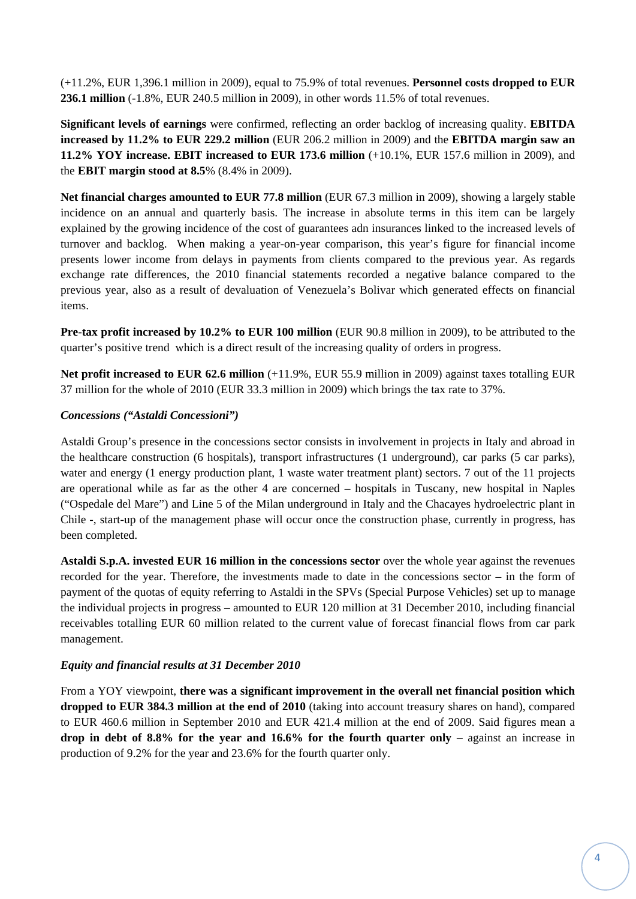(+11.2%, EUR 1,396.1 million in 2009), equal to 75.9% of total revenues. **Personnel costs dropped to EUR 236.1 million** (-1.8%, EUR 240.5 million in 2009), in other words 11.5% of total revenues.

**Significant levels of earnings** were confirmed, reflecting an order backlog of increasing quality. **EBITDA increased by 11.2% to EUR 229.2 million** (EUR 206.2 million in 2009) and the **EBITDA margin saw an 11.2% YOY increase. EBIT increased to EUR 173.6 million** (+10.1%, EUR 157.6 million in 2009), and the **EBIT margin stood at 8.5**% (8.4% in 2009).

**Net financial charges amounted to EUR 77.8 million** (EUR 67.3 million in 2009), showing a largely stable incidence on an annual and quarterly basis. The increase in absolute terms in this item can be largely explained by the growing incidence of the cost of guarantees adn insurances linked to the increased levels of turnover and backlog. When making a year-on-year comparison, this year's figure for financial income presents lower income from delays in payments from clients compared to the previous year. As regards exchange rate differences, the 2010 financial statements recorded a negative balance compared to the previous year, also as a result of devaluation of Venezuela's Bolivar which generated effects on financial items.

**Pre-tax profit increased by 10.2% to EUR 100 million** (EUR 90.8 million in 2009), to be attributed to the quarter's positive trend which is a direct result of the increasing quality of orders in progress.

**Net profit increased to EUR 62.6 million** (+11.9%, EUR 55.9 million in 2009) against taxes totalling EUR 37 million for the whole of 2010 (EUR 33.3 million in 2009) which brings the tax rate to 37%.

***Concessions ("Astaldi Concessioni")***

Astaldi Group's presence in the concessions sector consists in involvement in projects in Italy and abroad in the healthcare construction (6 hospitals), transport infrastructures (1 underground), car parks (5 car parks), water and energy (1 energy production plant, 1 waste water treatment plant) sectors. 7 out of the 11 projects are operational while as far as the other 4 are concerned – hospitals in Tuscany, new hospital in Naples ("Ospedale del Mare") and Line 5 of the Milan underground in Italy and the Chacayes hydroelectric plant in Chile -, start-up of the management phase will occur once the construction phase, currently in progress, has been completed.

**Astaldi S.p.A. invested EUR 16 million in the concessions sector** over the whole year against the revenues recorded for the year. Therefore, the investments made to date in the concessions sector – in the form of payment of the quotas of equity referring to Astaldi in the SPVs (Special Purpose Vehicles) set up to manage the individual projects in progress – amounted to EUR 120 million at 31 December 2010, including financial receivables totalling EUR 60 million related to the current value of forecast financial flows from car park management.

***Equity and financial results at 31 December 2010***

From a YOY viewpoint, **there was a significant improvement in the overall net financial position which dropped to EUR 384.3 million at the end of 2010** (taking into account treasury shares on hand), compared to EUR 460.6 million in September 2010 and EUR 421.4 million at the end of 2009. Said figures mean a **drop in debt of 8.8% for the year and 16.6% for the fourth quarter only** – against an increase in production of 9.2% for the year and 23.6% for the fourth quarter only.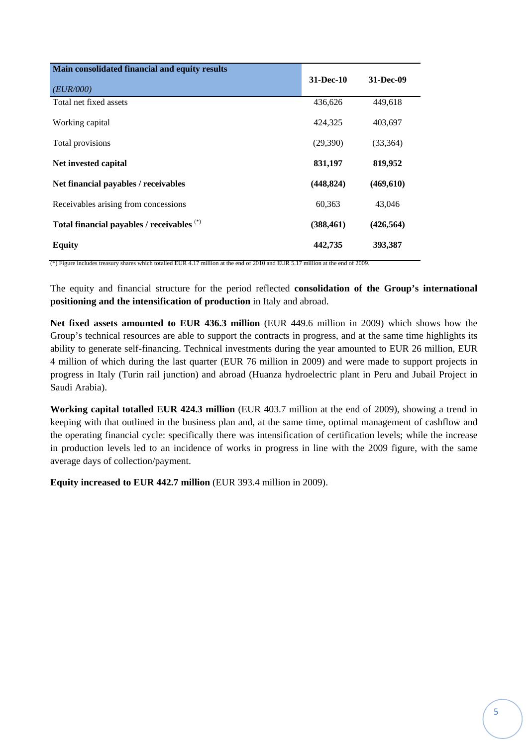| Main consolidated financial and equity results (EUR/000) | 31-Dec-10 | 31-Dec-09 |
|---|---|---|
| Total net fixed assets | 436,626 | 449,618 |
| Working capital | 424,325 | 403,697 |
| Total provisions | (29,390) | (33,364) |
| **Net invested capital** | **831,197** | **819,952** |
| **Net financial payables / receivables** | **(448,824)** | **(469,610)** |
| Receivables arising from concessions | 60,363 | 43,046 |
| **Total financial payables / receivables** (*) | **(388,461)** | **(426,564)** |
| **Equity** | **442,735** | **393,387** |

(*) Figure includes treasury shares which totalled EUR 4.17 million at the end of 2010 and EUR 5.17 million at the end of 2009.

The equity and financial structure for the period reflected **consolidation of the Group's international positioning and the intensification of production** in Italy and abroad.

**Net fixed assets amounted to EUR 436.3 million** (EUR 449.6 million in 2009) which shows how the Group's technical resources are able to support the contracts in progress, and at the same time highlights its ability to generate self-financing. Technical investments during the year amounted to EUR 26 million, EUR 4 million of which during the last quarter (EUR 76 million in 2009) and were made to support projects in progress in Italy (Turin rail junction) and abroad (Huanza hydroelectric plant in Peru and Jubail Project in Saudi Arabia).

**Working capital totalled EUR 424.3 million** (EUR 403.7 million at the end of 2009), showing a trend in keeping with that outlined in the business plan and, at the same time, optimal management of cashflow and the operating financial cycle: specifically there was intensification of certification levels; while the increase in production levels led to an incidence of works in progress in line with the 2009 figure, with the same average days of collection/payment.

**Equity increased to EUR 442.7 million** (EUR 393.4 million in 2009).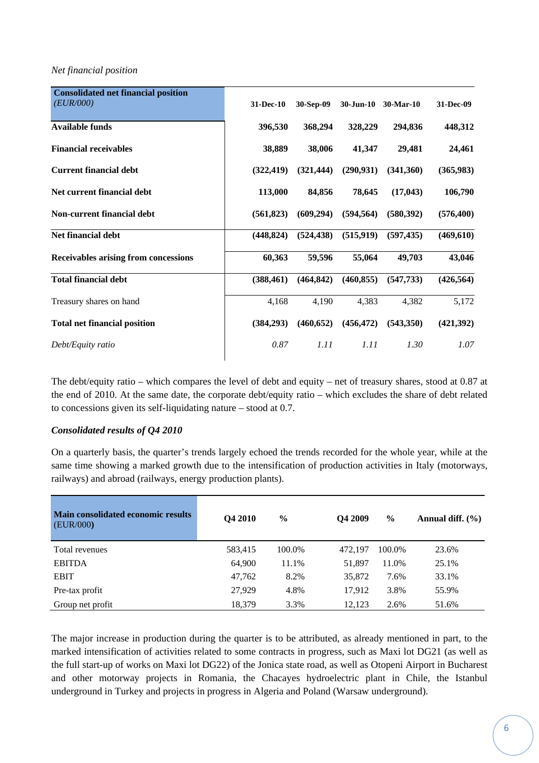*Net financial position*

| **Consolidated net financial position** *(EUR/000)* | **31-Dec-10** | **30-Sep-09** | **30-Jun-10** | **30-Mar-10** | **31-Dec-09** |
|---|---|---|---|---|---|
| **Available funds** | **396,530** | **368,294** | **328,229** | **294,836** | **448,312** |
| **Financial receivables** | **38,889** | **38,006** | **41,347** | **29,481** | **24,461** |
| **Current financial debt** | **(322,419)** | **(321,444)** | **(290,931)** | **(341,360)** | **(365,983)** |
| **Net current financial debt** | **113,000** | **84,856** | **78,645** | **(17,043)** | **106,790** |
| **Non-current financial debt** | **(561,823)** | **(609,294)** | **(594,564)** | **(580,392)** | **(576,400)** |
| **Net financial debt** | **(448,824)** | **(524,438)** | **(515,919)** | **(597,435)** | **(469,610)** |
| **Receivables arising from concessions** | **60,363** | **59,596** | **55,064** | **49,703** | **43,046** |
| **Total financial debt** | **(388,461)** | **(464,842)** | **(460,855)** | **(547,733)** | **(426,564)** |
| Treasury shares on hand | 4,168 | 4,190 | 4,383 | 4,382 | 5,172 |
| **Total net financial position** | **(384,293)** | **(460,652)** | **(456,472)** | **(543,350)** | **(421,392)** |
| *Debt/Equity ratio* | *0.87* | *1.11* | *1.11* | *1.30* | *1.07* |

The debt/equity ratio – which compares the level of debt and equity – net of treasury shares, stood at 0.87 at the end of 2010. At the same date, the corporate debt/equity ratio – which excludes the share of debt related to concessions given its self-liquidating nature – stood at 0.7.

***Consolidated results of Q4 2010***

On a quarterly basis, the quarter's trends largely echoed the trends recorded for the whole year, while at the same time showing a marked growth due to the intensification of production activities in Italy (motorways, railways) and abroad (railways, energy production plants).

| **Main consolidated economic results** (EUR/000) | **Q4 2010** | **%** | **Q4 2009** | **%** | **Annual diff. (%)** |
|---|---|---|---|---|---|
| Total revenues | 583,415 | 100.0% | 472,197 | 100.0% | 23.6% |
| EBITDA | 64,900 | 11.1% | 51,897 | 11.0% | 25.1% |
| EBIT | 47,762 | 8.2% | 35,872 | 7.6% | 33.1% |
| Pre-tax profit | 27,929 | 4.8% | 17,912 | 3.8% | 55.9% |
| Group net profit | 18,379 | 3.3% | 12,123 | 2.6% | 51.6% |

The major increase in production during the quarter is to be attributed, as already mentioned in part, to the marked intensification of activities related to some contracts in progress, such as Maxi lot DG21 (as well as the full start-up of works on Maxi lot DG22) of the Jonica state road, as well as Otopeni Airport in Bucharest and other motorway projects in Romania, the Chacayes hydroelectric plant in Chile, the Istanbul underground in Turkey and projects in progress in Algeria and Poland (Warsaw underground).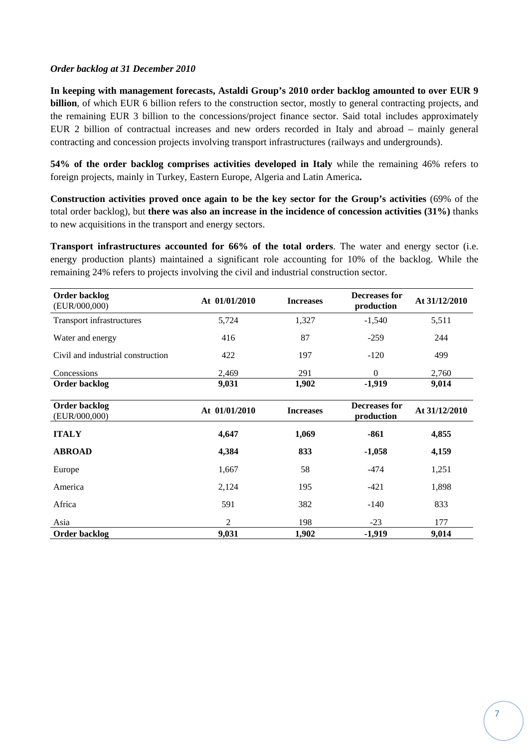*Order backlog at 31 December 2010*

**In keeping with management forecasts, Astaldi Group's 2010 order backlog amounted to over EUR 9 billion**, of which EUR 6 billion refers to the construction sector, mostly to general contracting projects, and the remaining EUR 3 billion to the concessions/project finance sector. Said total includes approximately EUR 2 billion of contractual increases and new orders recorded in Italy and abroad – mainly general contracting and concession projects involving transport infrastructures (railways and undergrounds).

**54% of the order backlog comprises activities developed in Italy** while the remaining 46% refers to foreign projects, mainly in Turkey, Eastern Europe, Algeria and Latin America**.**

**Construction activities proved once again to be the key sector for the Group's activities** (69% of the total order backlog), but **there was also an increase in the incidence of concession activities (31%)** thanks to new acquisitions in the transport and energy sectors.

**Transport infrastructures accounted for 66% of the total orders**. The water and energy sector (i.e. energy production plants) maintained a significant role accounting for 10% of the backlog. While the remaining 24% refers to projects involving the civil and industrial construction sector.

| **Order backlog** (EUR/000,000) | **At 01/01/2010** | **Increases** | **Decreases for production** | **At 31/12/2010** |
|---|---|---|---|---|
| Transport infrastructures | 5,724 | 1,327 | -1,540 | 5,511 |
| Water and energy | 416 | 87 | -259 | 244 |
| Civil and industrial construction | 422 | 197 | -120 | 499 |
| Concessions | 2,469 | 291 | 0 | 2,760 |
| **Order backlog** | **9,031** | **1,902** | **-1,919** | **9,014** |

| **Order backlog** (EUR/000,000) | **At 01/01/2010** | **Increases** | **Decreases for production** | **At 31/12/2010** |
|---|---|---|---|---|
| **ITALY** | **4,647** | **1,069** | **-861** | **4,855** |
| **ABROAD** | **4,384** | **833** | **-1,058** | **4,159** |
| Europe | 1,667 | 58 | -474 | 1,251 |
| America | 2,124 | 195 | -421 | 1,898 |
| Africa | 591 | 382 | -140 | 833 |
| Asia | 2 | 198 | -23 | 177 |
| **Order backlog** | **9,031** | **1,902** | **-1,919** | **9,014** |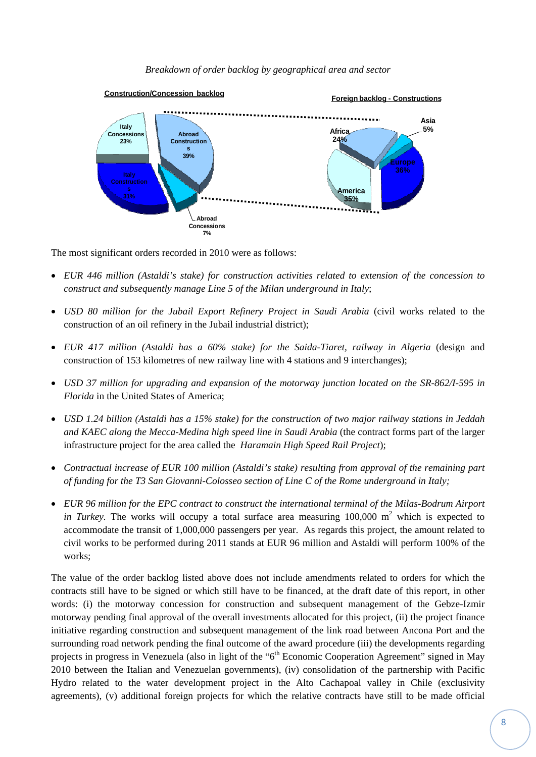*Breakdown of order backlog by geographical area and sector*

**Construction/Concession backlog**

- Italy Concessions 23%
- Abroad Constructions 39%
- Italy Constructions 31%
- Abroad Concessions 7%

**Foreign backlog - Constructions**

- Asia 5%
- Africa 24%
- Europe 36%
- America 35%

The most significant orders recorded in 2010 were as follows:

- *EUR 446 million (Astaldi's stake) for construction activities related to extension of the concession to construct and subsequently manage Line 5 of the Milan underground in Italy*;
- *USD 80 million for the Jubail Export Refinery Project in Saudi Arabia* (civil works related to the construction of an oil refinery in the Jubail industrial district);
- *EUR 417 million (Astaldi has a 60% stake) for the Saida-Tiaret, railway in Algeria* (design and construction of 153 kilometres of new railway line with 4 stations and 9 interchanges);
- *USD 37 million for upgrading and expansion of the motorway junction located on the SR-862/I-595 in Florida* in the United States of America;
- *USD 1.24 billion (Astaldi has a 15% stake) for the construction of two major railway stations in Jeddah and KAEC along the Mecca-Medina high speed line in Saudi Arabia* (the contract forms part of the larger infrastructure project for the area called the *Haramain High Speed Rail Project*);
- *Contractual increase of EUR 100 million (Astaldi's stake) resulting from approval of the remaining part of funding for the T3 San Giovanni-Colosseo section of Line C of the Rome underground in Italy;*
- *EUR 96 million for the EPC contract to construct the international terminal of the Milas-Bodrum Airport in Turkey.* The works will occupy a total surface area measuring 100,000 $m^2$ which is expected to accommodate the transit of 1,000,000 passengers per year. As regards this project, the amount related to civil works to be performed during 2011 stands at EUR 96 million and Astaldi will perform 100% of the works;

The value of the order backlog listed above does not include amendments related to orders for which the contracts still have to be signed or which still have to be financed, at the draft date of this report, in other words: (i) the motorway concession for construction and subsequent management of the Gebze-Izmir motorway pending final approval of the overall investments allocated for this project, (ii) the project finance initiative regarding construction and subsequent management of the link road between Ancona Port and the surrounding road network pending the final outcome of the award procedure (iii) the developments regarding projects in progress in Venezuela (also in light of the "6th Economic Cooperation Agreement" signed in May 2010 between the Italian and Venezuelan governments), (iv) consolidation of the partnership with Pacific Hydro related to the water development project in the Alto Cachapoal valley in Chile (exclusivity agreements), (v) additional foreign projects for which the relative contracts have still to be made official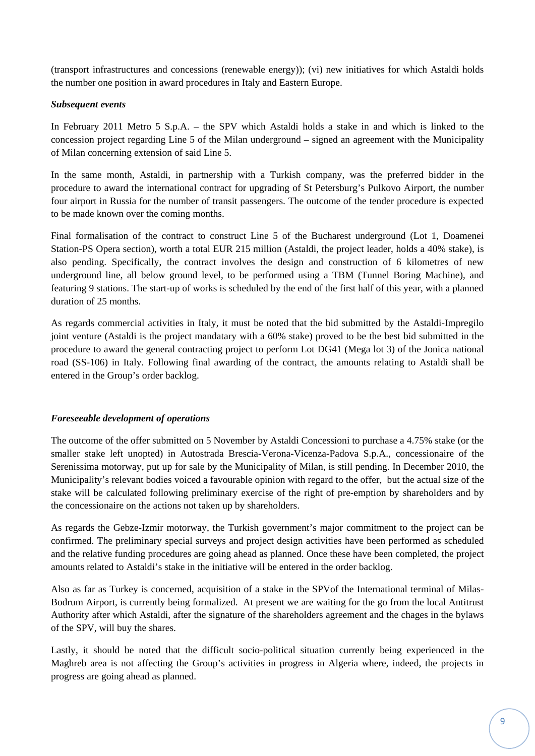(transport infrastructures and concessions (renewable energy)); (vi) new initiatives for which Astaldi holds the number one position in award procedures in Italy and Eastern Europe.

***Subsequent events***

In February 2011 Metro 5 S.p.A. – the SPV which Astaldi holds a stake in and which is linked to the concession project regarding Line 5 of the Milan underground – signed an agreement with the Municipality of Milan concerning extension of said Line 5.

In the same month, Astaldi, in partnership with a Turkish company, was the preferred bidder in the procedure to award the international contract for upgrading of St Petersburg's Pulkovo Airport, the number four airport in Russia for the number of transit passengers. The outcome of the tender procedure is expected to be made known over the coming months.

Final formalisation of the contract to construct Line 5 of the Bucharest underground (Lot 1, Doamenei Station-PS Opera section), worth a total EUR 215 million (Astaldi, the project leader, holds a 40% stake), is also pending. Specifically, the contract involves the design and construction of 6 kilometres of new underground line, all below ground level, to be performed using a TBM (Tunnel Boring Machine), and featuring 9 stations. The start-up of works is scheduled by the end of the first half of this year, with a planned duration of 25 months.

As regards commercial activities in Italy, it must be noted that the bid submitted by the Astaldi-Impregilo joint venture (Astaldi is the project mandatary with a 60% stake) proved to be the best bid submitted in the procedure to award the general contracting project to perform Lot DG41 (Mega lot 3) of the Jonica national road (SS-106) in Italy. Following final awarding of the contract, the amounts relating to Astaldi shall be entered in the Group's order backlog.

***Foreseeable development of operations***

The outcome of the offer submitted on 5 November by Astaldi Concessioni to purchase a 4.75% stake (or the smaller stake left unopted) in Autostrada Brescia-Verona-Vicenza-Padova S.p.A., concessionaire of the Serenissima motorway, put up for sale by the Municipality of Milan, is still pending. In December 2010, the Municipality's relevant bodies voiced a favourable opinion with regard to the offer, but the actual size of the stake will be calculated following preliminary exercise of the right of pre-emption by shareholders and by the concessionaire on the actions not taken up by shareholders.

As regards the Gebze-Izmir motorway, the Turkish government's major commitment to the project can be confirmed. The preliminary special surveys and project design activities have been performed as scheduled and the relative funding procedures are going ahead as planned. Once these have been completed, the project amounts related to Astaldi's stake in the initiative will be entered in the order backlog.

Also as far as Turkey is concerned, acquisition of a stake in the SPVof the International terminal of Milas-Bodrum Airport, is currently being formalized. At present we are waiting for the go from the local Antitrust Authority after which Astaldi, after the signature of the shareholders agreement and the chages in the bylaws of the SPV, will buy the shares.

Lastly, it should be noted that the difficult socio-political situation currently being experienced in the Maghreb area is not affecting the Group's activities in progress in Algeria where, indeed, the projects in progress are going ahead as planned.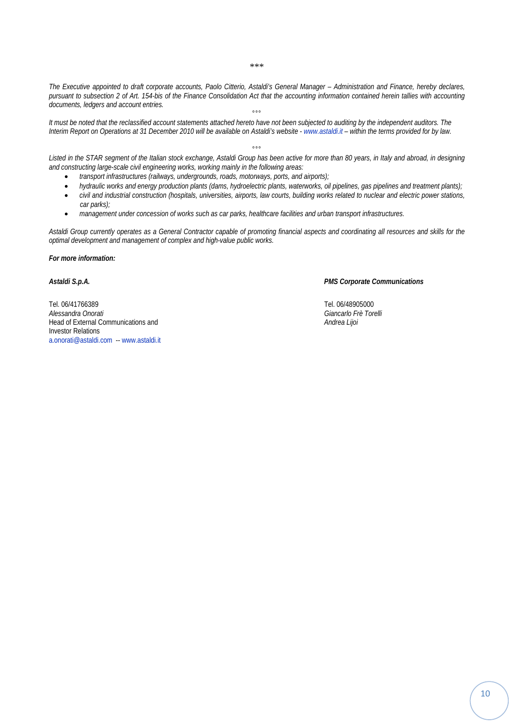\*\*\*

*The Executive appointed to draft corporate accounts, Paolo Citterio, Astaldi's General Manager – Administration and Finance, hereby declares, pursuant to subsection 2 of Art. 154-bis of the Finance Consolidation Act that the accounting information contained herein tallies with accounting documents, ledgers and account entries.*

°°°

*It must be noted that the reclassified account statements attached hereto have not been subjected to auditing by the independent auditors. The Interim Report on Operations at 31 December 2010 will be available on Astaldi's website - www.astaldi.it – within the terms provided for by law.*

°°°

*Listed in the STAR segment of the Italian stock exchange, Astaldi Group has been active for more than 80 years, in Italy and abroad, in designing and constructing large-scale civil engineering works, working mainly in the following areas:*

- *transport infrastructures (railways, undergrounds, roads, motorways, ports, and airports);*
- *hydraulic works and energy production plants (dams, hydroelectric plants, waterworks, oil pipelines, gas pipelines and treatment plants);*
- *civil and industrial construction (hospitals, universities, airports, law courts, building works related to nuclear and electric power stations, car parks);*
- *management under concession of works such as car parks, healthcare facilities and urban transport infrastructures.*

*Astaldi Group currently operates as a General Contractor capable of promoting financial aspects and coordinating all resources and skills for the optimal development and management of complex and high-value public works.*

***For more information:***

***Astaldi S.p.A.***

Tel. 06/41766389
*Alessandra Onorati*
Head of External Communications and Investor Relations
a.onorati@astaldi.com -- www.astaldi.it

***PMS Corporate Communications***

Tel. 06/48905000
*Giancarlo Frè Torelli*
*Andrea Lijoi*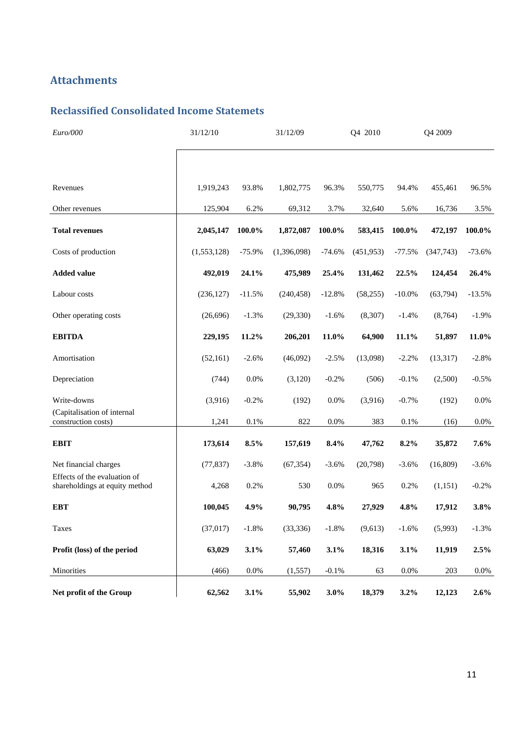## Attachments

### Reclassified Consolidated Income Statemets

| *Euro/000* | 31/12/10 | | 31/12/09 | | Q4 2010 | | Q4 2009 | |
|---|---|---|---|---|---|---|---|---|
| Revenues | 1,919,243 | 93.8% | 1,802,775 | 96.3% | 550,775 | 94.4% | 455,461 | 96.5% |
| Other revenues | 125,904 | 6.2% | 69,312 | 3.7% | 32,640 | 5.6% | 16,736 | 3.5% |
| **Total revenues** | **2,045,147** | **100.0%** | **1,872,087** | **100.0%** | **583,415** | **100.0%** | **472,197** | **100.0%** |
| Costs of production | (1,553,128) | -75.9% | (1,396,098) | -74.6% | (451,953) | -77.5% | (347,743) | -73.6% |
| **Added value** | **492,019** | **24.1%** | **475,989** | **25.4%** | **131,462** | **22.5%** | **124,454** | **26.4%** |
| Labour costs | (236,127) | -11.5% | (240,458) | -12.8% | (58,255) | -10.0% | (63,794) | -13.5% |
| Other operating costs | (26,696) | -1.3% | (29,330) | -1.6% | (8,307) | -1.4% | (8,764) | -1.9% |
| **EBITDA** | **229,195** | **11.2%** | **206,201** | **11.0%** | **64,900** | **11.1%** | **51,897** | **11.0%** |
| Amortisation | (52,161) | -2.6% | (46,092) | -2.5% | (13,098) | -2.2% | (13,317) | -2.8% |
| Depreciation | (744) | 0.0% | (3,120) | -0.2% | (506) | -0.1% | (2,500) | -0.5% |
| Write-downs | (3,916) | -0.2% | (192) | 0.0% | (3,916) | -0.7% | (192) | 0.0% |
| (Capitalisation of internal construction costs) | 1,241 | 0.1% | 822 | 0.0% | 383 | 0.1% | (16) | 0.0% |
| **EBIT** | **173,614** | **8.5%** | **157,619** | **8.4%** | **47,762** | **8.2%** | **35,872** | **7.6%** |
| Net financial charges | (77,837) | -3.8% | (67,354) | -3.6% | (20,798) | -3.6% | (16,809) | -3.6% |
| Effects of the evaluation of shareholdings at equity method | 4,268 | 0.2% | 530 | 0.0% | 965 | 0.2% | (1,151) | -0.2% |
| **EBT** | **100,045** | **4.9%** | **90,795** | **4.8%** | **27,929** | **4.8%** | **17,912** | **3.8%** |
| Taxes | (37,017) | -1.8% | (33,336) | -1.8% | (9,613) | -1.6% | (5,993) | -1.3% |
| **Profit (loss) of the period** | **63,029** | **3.1%** | **57,460** | **3.1%** | **18,316** | **3.1%** | **11,919** | **2.5%** |
| Minorities | (466) | 0.0% | (1,557) | -0.1% | 63 | 0.0% | 203 | 0.0% |
| **Net profit of the Group** | **62,562** | **3.1%** | **55,902** | **3.0%** | **18,379** | **3.2%** | **12,123** | **2.6%** |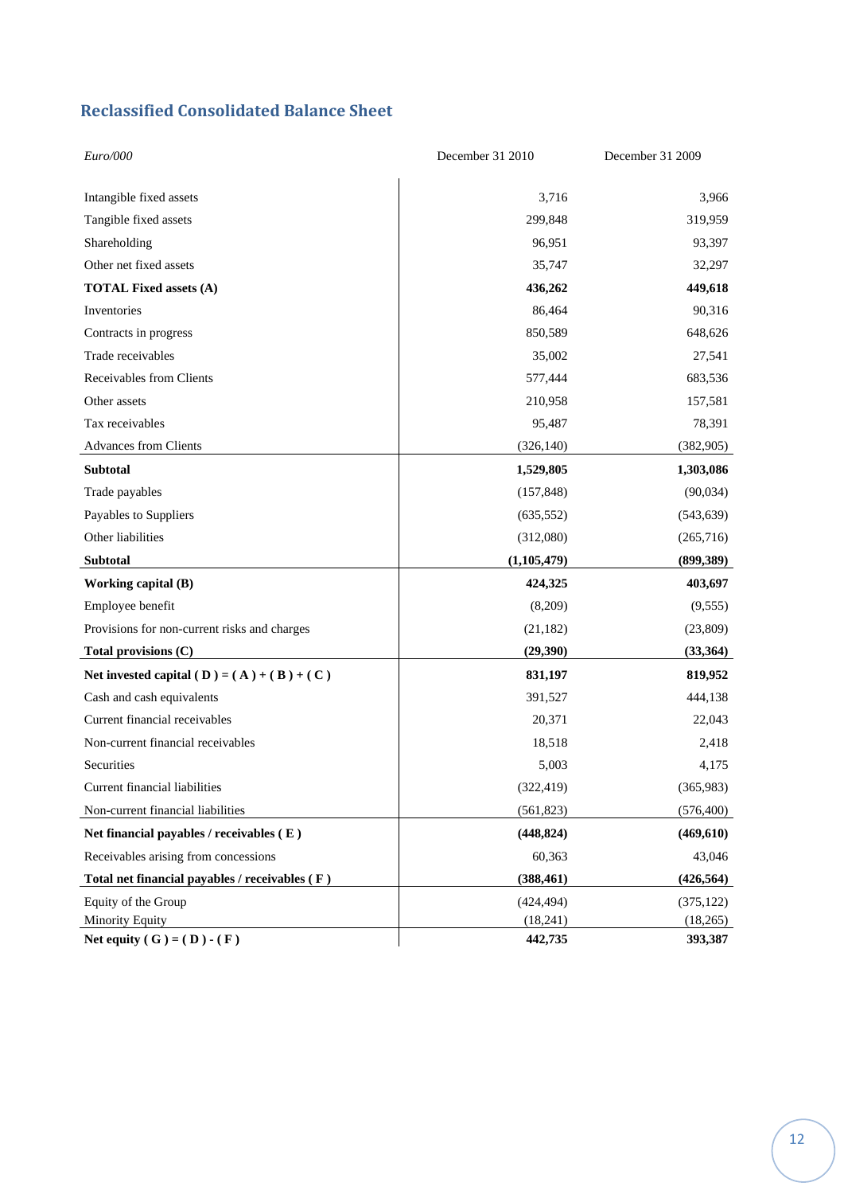## Reclassified Consolidated Balance Sheet

| *Euro/000* | December 31 2010 | December 31 2009 |
|---|---|---|
| Intangible fixed assets | 3,716 | 3,966 |
| Tangible fixed assets | 299,848 | 319,959 |
| Shareholding | 96,951 | 93,397 |
| Other net fixed assets | 35,747 | 32,297 |
| **TOTAL Fixed assets (A)** | **436,262** | **449,618** |
| Inventories | 86,464 | 90,316 |
| Contracts in progress | 850,589 | 648,626 |
| Trade receivables | 35,002 | 27,541 |
| Receivables from Clients | 577,444 | 683,536 |
| Other assets | 210,958 | 157,581 |
| Tax receivables | 95,487 | 78,391 |
| Advances from Clients | (326,140) | (382,905) |
| **Subtotal** | **1,529,805** | **1,303,086** |
| Trade payables | (157,848) | (90,034) |
| Payables to Suppliers | (635,552) | (543,639) |
| Other liabilities | (312,080) | (265,716) |
| **Subtotal** | **(1,105,479)** | **(899,389)** |
| **Working capital (B)** | **424,325** | **403,697** |
| Employee benefit | (8,209) | (9,555) |
| Provisions for non-current risks and charges | (21,182) | (23,809) |
| **Total provisions (C)** | **(29,390)** | **(33,364)** |
| **Net invested capital ( D ) = ( A ) + ( B ) + ( C )** | **831,197** | **819,952** |
| Cash and cash equivalents | 391,527 | 444,138 |
| Current financial receivables | 20,371 | 22,043 |
| Non-current financial receivables | 18,518 | 2,418 |
| Securities | 5,003 | 4,175 |
| Current financial liabilities | (322,419) | (365,983) |
| Non-current financial liabilities | (561,823) | (576,400) |
| **Net financial payables / receivables ( E )** | **(448,824)** | **(469,610)** |
| Receivables arising from concessions | 60,363 | 43,046 |
| **Total net financial payables / receivables ( F )** | **(388,461)** | **(426,564)** |
| Equity of the Group | (424,494) | (375,122) |
| Minority Equity | (18,241) | (18,265) |
| **Net equity ( G ) = ( D ) - ( F )** | **442,735** | **393,387** |